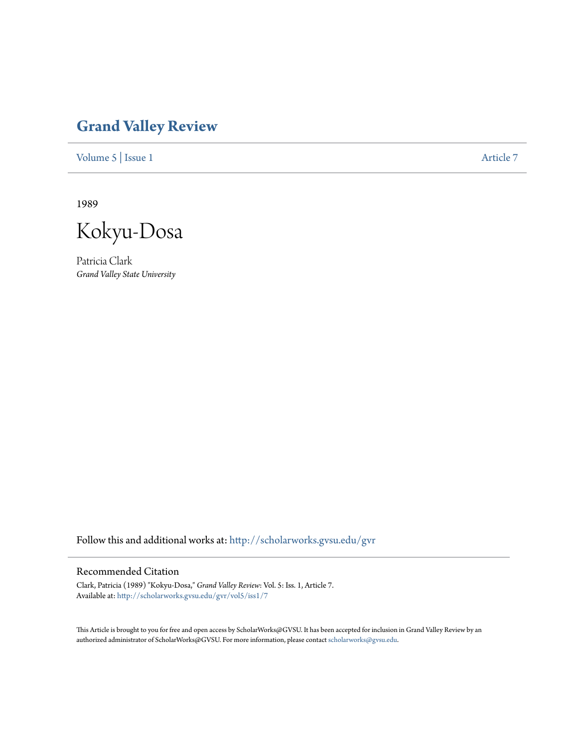# Grand Valley Review

Volume 5 | Issue 1 Article 7

1989

# Kokyu-Dosa

Patricia Clark
*Grand Valley State University*

Follow this and additional works at: http://scholarworks.gvsu.edu/gvr

## Recommended Citation

Clark, Patricia (1989) "Kokyu-Dosa," *Grand Valley Review*: Vol. 5: Iss. 1, Article 7.
Available at: http://scholarworks.gvsu.edu/gvr/vol5/iss1/7

This Article is brought to you for free and open access by ScholarWorks@GVSU. It has been accepted for inclusion in Grand Valley Review by an authorized administrator of ScholarWorks@GVSU. For more information, please contact scholarworks@gvsu.edu.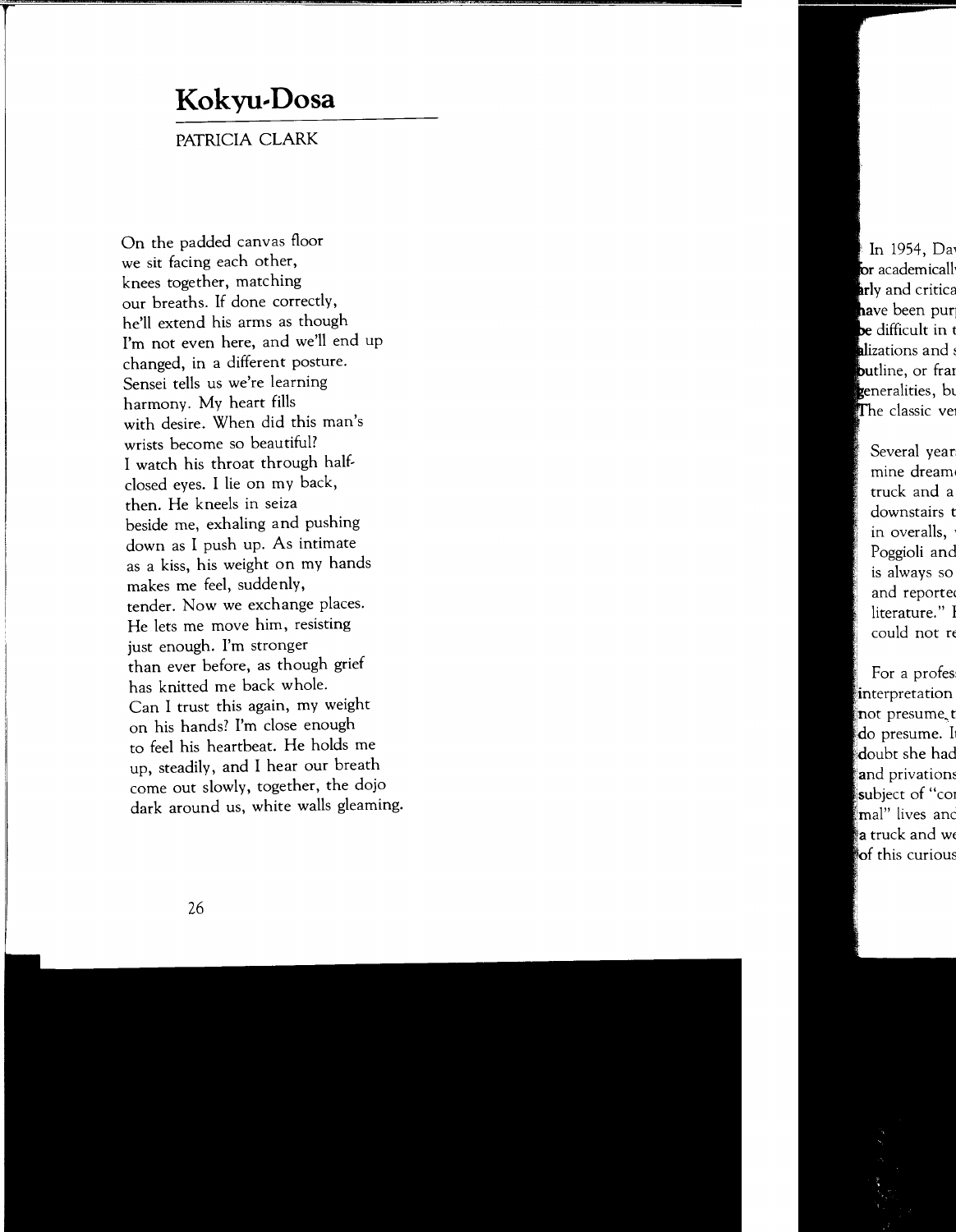# Kokyu-Dosa

PATRICIA CLARK

On the padded canvas floor
we sit facing each other,
knees together, matching
our breaths. If done correctly,
he'll extend his arms as though
I'm not even here, and we'll end up
changed, in a different posture.
Sensei tells us we're learning
harmony. My heart fills
with desire. When did this man's
wrists become so beautiful?
I watch his throat through half-
closed eyes. I lie on my back,
then. He kneels in seiza
beside me, exhaling and pushing
down as I push up. As intimate
as a kiss, his weight on my hands
makes me feel, suddenly,
tender. Now we exchange places.
He lets me move him, resisting
just enough. I'm stronger
than ever before, as though grief
has knitted me back whole.
Can I trust this again, my weight
on his hands? I'm close enough
to feel his heartbeat. He holds me
up, steadily, and I hear our breath
come out slowly, together, the dojo
dark around us, white walls gleaming.